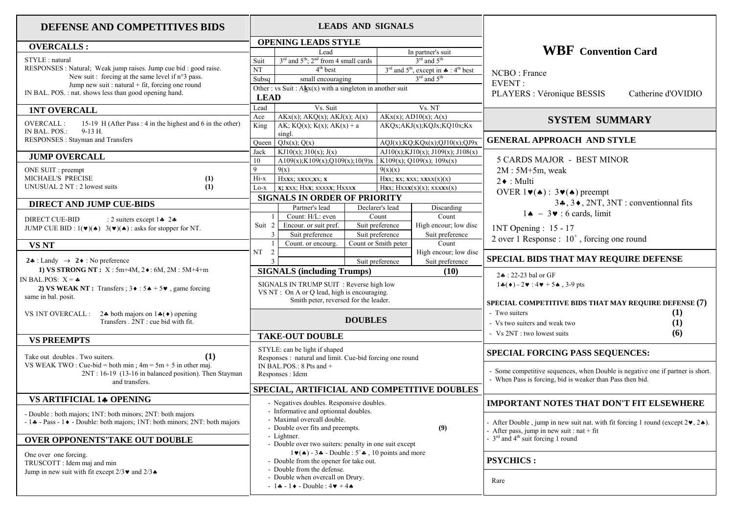# DEFENSE AND COMPETITIVES BIDS

## OVERCALLS :

STYLE : natural
RESPONSES : Natural; Weak jump raises. Jump cue bid : good raise.
New suit : forcing at the same level if n°3 pass.
Jump new suit : natural + fit, forcing one round
IN BAL. POS. : nat. shows less than good opening hand.

## 1NT OVERCALL

OVERCALL : 15-19 H (After Pass : 4 in the highest and 6 in the other)
IN BAL. POS.: 9-13 H.
RESPONSES : Stayman and Transfers

## JUMP OVERCALL

ONE SUIT : preempt
MICHAEL'S PRECISE (1)
UNUSUAL 2 NT : 2 lowest suits (1)

## DIRECT AND JUMP CUE-BIDS

DIRECT CUE-BID : 2 suiters except 1♣ 2♣
JUMP CUE BID : 1(♥)(♠) 3(♥)(♠) : asks for stopper for NT.

## VS NT

**2♣** : Landy → **2♦** : No preference
**1) VS STRONG NT :** X : 5m+4M, 2♦: 6M, 2M : 5M+4+m
IN BAL.POS: X = ♣
**2) VS WEAK NT :** Transfers ; 3♦ : 5♠ + 5♥ , game forcing
same in bal. posit.

VS 1NT OVERCALL : 2♣ both majors on 1♣(♦) opening
Transfers . 2NT : cue bid with fit.

## VS PREEMPTS

Take out doubles . Two suiters. (1)
VS WEAK TWO : Cue-bid = both min ; 4m = 5m + 5 in other maj.
2NT : 16-19 (13-16 in balanced position). Then Stayman and transfers.

## VS ARTIFICIAL 1♣ OPENING

- Double : both majors; 1NT: both minors; 2NT: both majors
- 1♣ - Pass - 1♦ - Double: both majors; 1NT: both minors; 2NT: both majors

## OVER OPPONENTS'TAKE OUT DOUBLE

One over one forcing.
TRUSCOTT : Idem maj and min
Jump in new suit with fit except 2/3♥ and 2/3♠

# LEADS AND SIGNALS

## OPENING LEADS STYLE

| | Lead | In partner's suit |
|---|---|---|
| Suit | 3rd and 5th; 2nd from 4 small cards | 3rd and 5th |
| NT | 4th best | 3rd and 5th, except in ♣ : 4th best |
| Subsq | small encouraging | 3rd and 5th |

Other : vs Suit : A**k**x(x) with a singleton in another suit

## LEAD

| Lead | Vs. Suit | Vs. NT |
|---|---|---|
| Ace | AKx(x); AKQ(x); AKJ(x); A(x) | AKx(x); AD10(x); A(x) |
| King | AK; KQ(x); K(x); AK(x) + a singl. | AKQx;AKJ(x);KQJx;KQ10x;Kx |
| Queen | QJx(x); Q(x) | AQJ(x);KQ;KQx(x);QJ10(x);QJ9x |
| Jack | KJ10(x); J10(x); J(x) | AJ10(x);KJ10(x); J109(x); J108(x) |
| 10 | A109(x);K109(x);Q109(x);10(9)x | K109(x); Q109(x); 109x(x) |
| 9 | 9(x) | 9(x)(x) |
| Hi-x | H**x**x; x**x**xx;**x**x; **x** | H**x**x; **x**x; **x**xx; x**x**xx(x)(x) |
| Lo-x | **x**; xx**x**; Hx**x**; xxxx**x**; Hxxx**x** | Hx**x**; Hxx**x**(x)(x); xxx**x**x(x) |

## SIGNALS IN ORDER OF PRIORITY

| | | Partner's lead | Declarer's lead | Discarding |
|---|---|---|---|---|
| Suit | 1 | Count: H/L: even | Count | Count |
| | 2 | Encour. or suit pref. | Suit preference | High encour; low disc |
| | 3 | Suit preference | Suit preference | Suit preference |
| NT | 1 | Count. or encourg. | Count or Smith peter | Count |
| | 2 | | | High encour; low disc |
| | 3 | | Suit preference | Suit preference |

## SIGNALS (including Trumps) (10)

SIGNALS IN TRUMP SUIT : Reverse high low
VS NT : On A or Q lead, high is encouraging.
Smith peter, reversed for the leader.

# DOUBLES

## TAKE-OUT DOUBLE

STYLE: can be light if shaped
Responses : natural and limit. Cue-bid forcing one round
IN BAL.POS.: 8 Pts and +
Responses : Idem

## SPECIAL, ARTIFICIAL AND COMPETITIVE DOUBLES

- Negatives doubles. Responsive doubles.
- Informative and optionnal doubles.
- Maximal overcall double.
- Double over fits and preempts. (9)
- Lightner.
- Double over two suiters: penalty in one suit except
  1♥(♠) - 3♣ - Double : 5+♣ , 10 points and more
- Double from the opener for take out.
- Double from the defense.
- Double when overcall on Drury.
- 1♣ - 1♦ - Double : 4♥ + 4♠

# WBF Convention Card

NCBO : France
EVENT :
PLAYERS : Véronique BESSIS Catherine d'OVIDIO

# SYSTEM SUMMARY

## GENERAL APPROACH AND STYLE

5 CARDS MAJOR - BEST MINOR
2M : 5M+5m, weak
2♦ : Multi
OVER 1♥(♠) : 3♥(♠) preempt
3♣, 3♦, 2NT, 3NT : conventionnal fits
1♠ – 3♥ : 6 cards, limit

1NT Opening : 15 - 17
2 over 1 Response : 10+ , forcing one round

## SPECIAL BIDS THAT MAY REQUIRE DEFENSE

2♣ : 22-23 bal or GF
1♣(♦) - 2♥ : 4♥ + 5♠ , 3-9 pts

## SPECIAL COMPETITIVE BIDS THAT MAY REQUIRE DEFENSE (7)

- Two suiters (1)
- Vs two suiters and weak two (1)
- Vs 2NT : two lowest suits (6)

## SPECIAL FORCING PASS SEQUENCES:

- Some competitive sequences, when Double is negative one if partner is short.
- When Pass is forcing, bid is weaker than Pass then bid.

## IMPORTANT NOTES THAT DON'T FIT ELSEWHERE

- After Double , jump in new suit nat. with fit forcing 1 round (except 2♥, 2♠).
- After pass, jump in new suit : nat + fit
- 3rd and 4th suit forcing 1 round

## PSYCHICS :

Rare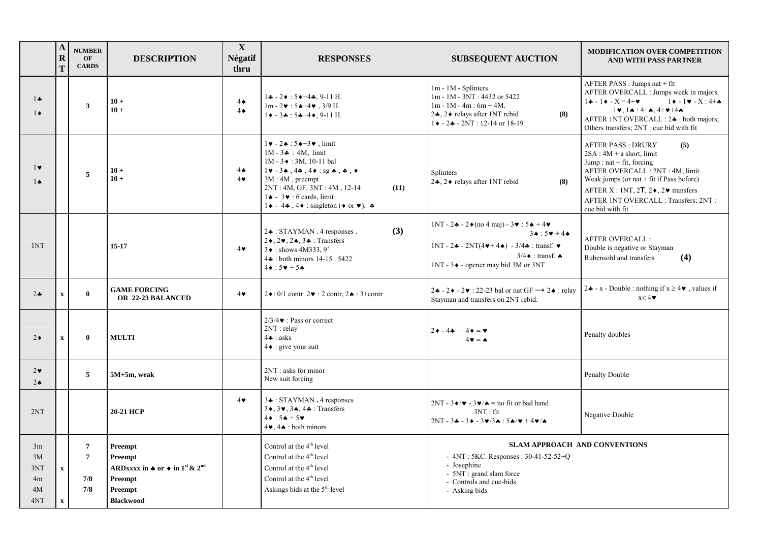|  | ART | NUMBER OF CARDS | DESCRIPTION | X Négatif thru | RESPONSES | SUBSEQUENT AUCTION | MODIFICATION OVER COMPETITION AND WITH PASS PARTNER |
|---|---|---|---|---|---|---|---|
| 1♣<br>1♦ |  | 3 | 10 +<br>10 + | 4♠<br>4♠ | 1♣ - 2♦ : 5♦+4♣, 9-11 H.<br>1m - 2♥ : 5♠+4♥ , 3/9 H.<br>1♦ - 3♣ : 5♣+4♦, 9-11 H. | 1m - 1M - Splinters<br>1m - 1M - 3NT : 4432 or 5422<br>1m - 1M - 4m : 6m + 4M.<br>2♣, 2♦ relays after 1NT rebid **(8)**<br>1♦ - 2♣ - 2NT : 12-14 or 18-19 | AFTER PASS : Jumps nat + fit<br>AFTER OVERCALL : Jumps weak in majors.<br>1♣ - 1♦ - X = 4+♥ 1♦ - 1♥ - X : 4+♠<br>1♥, 1♠ : 4+♠, 4+♥+4♠<br>AFTER 1NT OVERCALL : 2♣ : both majors; Others transfers; 2NT : cue bid with fit |
| 1♥<br>1♠ |  | 5 | 10 +<br>10 + | 4♠<br>4♥ | 1♥ - 2♠ : 5♠+3♥ , limit<br>1M - 3♣ : 4M, limit<br>1M - 3♦ : 3M, 10-11 bal<br>1♥ - 3♠ , 4♣ , 4♦ : sg ♠ , ♣ , ♦<br>3M : 4M , preempt<br>2NT : 4M, GF. 3NT : 4M , 12-14 **(11)**<br>1♠ - 3♥ : 6 cards, limit<br>1♠ - 4♣ , 4♦ : singleton (♦ or ♥), ♣ | Splinters<br>2♣, 2♦ relays after 1NT rebid **(8)** | AFTER PASS : DRURY **(5)**<br>2SA : 4M + a short, limit<br>Jump : nat + fit, forcing<br>AFTER OVERCALL : 2NT : 4M; limit<br>Weak jumps (or nat + fit if Pass before)<br>AFTER X : 1NT, 2T, 2♦, 2♥ transfers<br>AFTER 1NT OVERCALL : Transfers; 2NT : cue bid with fit |
| 1NT |  |  | 15-17 | 4♥ | 2♣ : STAYMAN . 4 responses . **(3)**<br>2♦, 2♥, 2♠, 3♣ : Transfers<br>3♦ : shows 4M333, 9+<br>4♣ : both minors 14-15 . 5422<br>4♦ : 5♥ + 5♠ | 1NT - 2♣ - 2♦(no 4 maj) - 3♥ : 5♠ + 4♥<br>3♠ : 5♥ + 4♠<br>1NT - 2♣ - 2NT(4♥+ 4♠) - 3/4♣ : transf. ♥<br>3/4♦ : transf. ♠<br>1NT - 3♦ - opener may bid 3M or 3NT | AFTER OVERCALL :<br>Double is negative or Stayman<br>Rubensohl and transfers **(4)** |
| 2♣ | x | 0 | **GAME FORCING OR 22-23 BALANCED** | 4♥ | 2♦: 0/1 contr. 2♥ : 2 contr, 2♠ : 3+contr | 2♣ - 2♦ - 2♥ : 22-23 bal or nat GF ⟶ 2♠ : relay Stayman and transfers on 2NT rebid. | 2♣ - x - Double : nothing if x ≥ 4♥ , values if x< 4♥ |
| 2♦ | x | 0 | **MULTI** |  | 2/3/4♥ : Pass or correct<br>2NT : relay<br>4♣ : asks<br>4♦ : give your suit | 2♦ - 4♣ – 4♦ = ♥<br>4♥ = ♠ | Penalty doubles |
| 2♥<br>2♠ |  | 5 | 5M+5m, weak |  | 2NT : asks for minor<br>New suit forcing |  | Penalty Double |
| 2NT |  |  | 20-21 HCP | 4♥ | 3♣ : STAYMAN . 4 responses<br>3♦, 3♥, 3♠, 4♣ : Transfers<br>4♦ : 5♠ + 5♥<br>4♥, 4♠ : both minors | 2NT - 3♦/♥ - 3♥/♠ = no fit or bad hand<br>3NT : fit<br>2NT - 3♣ - 3♦ - 3♥/3♠ : 5♠/♥ + 4♥/♠ | Negative Double |
| 3m<br>3M<br>3NT<br>4m<br>4M<br>4NT | <br><br>x<br><br><br>x | 7<br>7<br><br>7/8<br>7/8 | Preempt<br>Preempt<br>ARDxxxx in ♣ or ♦ in 1st & 2nd<br>Preempt<br>Preempt<br>Blackwood |  | Control at the 4th level<br>Control at the 4th level<br>Control at the 4th level<br>Control at the 4th level<br>Askings bids at the 5th level | **SLAM APPROACH AND CONVENTIONS**<br>- 4NT : 5KC. Responses : 30-41-52-52+Q<br>- Josephine<br>- 5NT : grand slam force<br>- Controls and cue-bids<br>- Asking bids |  |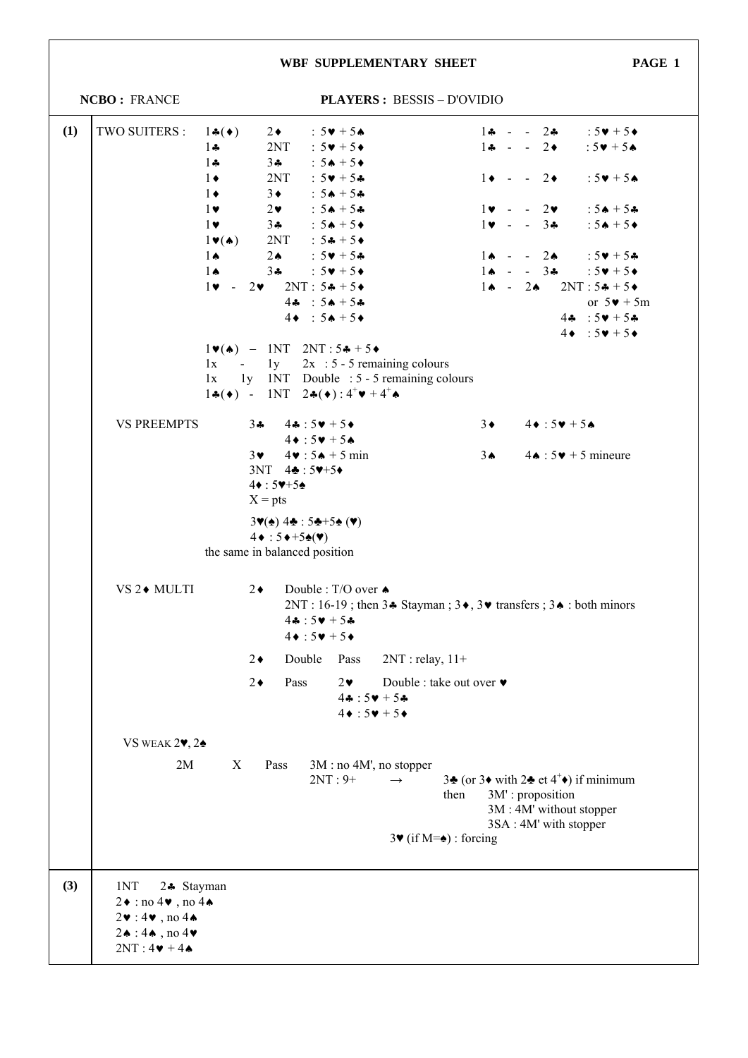**WBF SUPPLEMENTARY SHEET**

**NCBO :** FRANCE

**PLAYERS :** BESSIS – D'OVIDIO

## (1)

**TWO SUITERS :**

| | | | | |
|---|---|---|---|---|
| 1♣(♦) | 2♦ | : 5♥ + 5♠ | 1♣ - - 2♣ | : 5♥ + 5♦ |
| 1♣ | 2NT | : 5♥ + 5♦ | 1♣ - - 2♦ | : 5♥ + 5♠ |
| 1♣ | 3♣ | : 5♠ + 5♦ | | |
| 1♦ | 2NT | : 5♥ + 5♣ | 1♦ - - 2♦ | : 5♥ + 5♠ |
| 1♦ | 3♦ | : 5♠ + 5♣ | | |
| 1♥ | 2♥ | : 5♠ + 5♣ | 1♥ - - 2♥ | : 5♠ + 5♣ |
| 1♥ | 3♣ | : 5♠ + 5♦ | 1♥ - - 3♣ | : 5♠ + 5♦ |
| 1♥(♠) | 2NT | : 5♣ + 5♦ | | |
| 1♠ | 2♠ | : 5♥ + 5♣ | 1♠ - - 2♠ | : 5♥ + 5♣ |
| 1♠ | 3♣ | : 5♥ + 5♦ | 1♠ - - 3♣ | : 5♥ + 5♦ |

1♥ - 2♥ 2NT : 5♣ + 5♦
4♣ : 5♠ + 5♣
4♦ : 5♠ + 5♦

1♠ - 2♠ 2NT : 5♣ + 5♦ or 5♥ + 5m
4♣ : 5♥ + 5♣
4♦ : 5♥ + 5♦

1♥(♠) – 1NT 2NT : 5♣ + 5♦
1x - 1y 2x : 5 - 5 remaining colours
1x 1y 1NT Double : 5 - 5 remaining colours
1♣(♦) - 1NT 2♣(♦) : 4[+]♥ + 4[+]♠

**VS PREEMPTS**

3♣ 4♣ : 5♥ + 5♦
4♦ : 5♥ + 5♠

3♦ 4♦ : 5♥ + 5♠

3♥ 4♥ : 5♠ + 5 min

3♠ 4♠ : 5♥ + 5 mineure

3NT 4♣ : 5♥+5♦
4♦ : 5♥+5♠
X = pts

3♥(♠) 4♣ : 5♣+5♠ (♥)
4♦ : 5♦+5♠(♥)

the same in balanced position

**VS 2♦ MULTI**

2♦ Double : T/O over ♠
2NT : 16-19 ; then 3♣ Stayman ; 3♦, 3♥ transfers ; 3♠ : both minors
4♣ : 5♥ + 5♣
4♦ : 5♥ + 5♦

2♦ Double Pass 2NT : relay, 11+

2♦ Pass 2♥ Double : take out over ♥
4♣ : 5♥ + 5♣
4♦ : 5♥ + 5♦

**VS WEAK 2♥, 2♠**

2M X Pass 3M : no 4M', no stopper
2NT : 9+ → 3♣ (or 3♦ with 2♣ et 4[+]♦) if minimum
then 3M' : proposition
3M : 4M' without stopper
3SA : 4M' with stopper
3♥ (if M=♠) : forcing

## (3)

1NT 2♣ Stayman
2♦ : no 4♥ , no 4♠
2♥ : 4♥ , no 4♠
2♠ : 4♠ , no 4♥
2NT : 4♥ + 4♠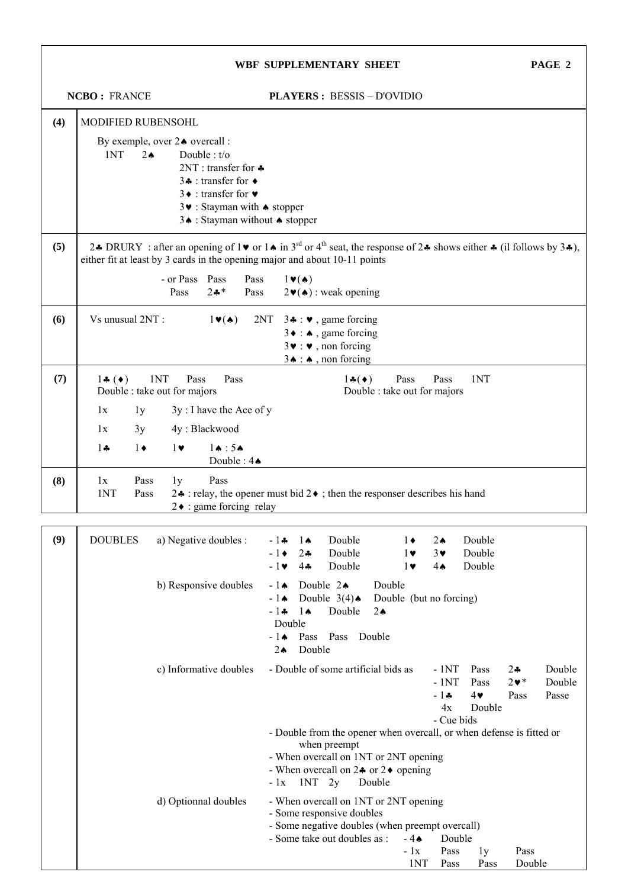**WBF SUPPLEMENTARY SHEET** **PAGE 2**

**NCBO :** FRANCE **PLAYERS :** BESSIS – D'OVIDIO

| | |
|---|---|
| **(4)** | MODIFIED RUBENSOHL<br><br>By exemple, over 2♠ overcall :<br>1NT 2♠ Double : t/o<br>2NT : transfer for ♣<br>3♣ : transfer for ♦<br>3♦ : transfer for ♥<br>3♥ : Stayman with ♠ stopper<br>3♠ : Stayman without ♠ stopper |
| **(5)** | 2♣ DRURY : after an opening of 1♥ or 1♠ in 3[rd] or 4[th] seat, the response of 2♣ shows either ♣ (il follows by 3♣), either fit at least by 3 cards in the opening major and about 10-11 points<br><br>- or Pass Pass Pass 1♥(♠)<br>Pass 2♣* Pass 2♥(♠) : weak opening |
| **(6)** | Vs unusual 2NT : 1♥(♠) 2NT 3♣ : ♥ , game forcing<br>3♦ : ♠ , game forcing<br>3♥ : ♥ , non forcing<br>3♠ : ♠ , non forcing |
| **(7)** | 1♣ (♦) 1NT Pass Pass<br>Double : take out for majors<br><br>1♣(♦) Pass Pass 1NT<br>Double : take out for majors<br><br>1x 1y 3y : I have the Ace of y<br>1x 3y 4y : Blackwood<br>1♣ 1♦ 1♥ 1♠ : 5♠<br>Double : 4♠ |
| **(8)** | 1x Pass 1y Pass<br>1NT Pass 2♣ : relay, the opener must bid 2♦ ; then the responser describes his hand<br>2♦ : game forcing relay |

| | | | |
|---|---|---|---|
| **(9)** | DOUBLES | a) Negative doubles : | - 1♣ 1♠ Double<br>- 1♦ 2♣ Double<br>- 1♥ 4♣ Double<br>1♦ 2♠ Double<br>1♥ 3♥ Double<br>1♥ 4♠ Double |
| | | b) Responsive doubles | - 1♠ Double 2♠ Double<br>- 1♠ Double 3(4)♠ Double (but no forcing)<br>- 1♣ 1♠ Double 2♠ Double<br>- 1♠ Pass Pass Double 2♠ Double |
| | | c) Informative doubles | - Double of some artificial bids as - 1NT Pass 2♣ Double<br>- 1NT Pass 2♥* Double<br>- 1♣ 4♥ Pass Passe 4x Double<br>- Cue bids<br>- Double from the opener when overcall, or when defense is fitted or when preempt<br>- When overcall on 1NT or 2NT opening<br>- When overcall on 2♣ or 2♦ opening<br>- 1x 1NT 2y Double |
| | | d) Optionnal doubles | - When overcall on 1NT or 2NT opening<br>- Some responsive doubles<br>- Some negative doubles (when preempt overcall)<br>- Some take out doubles as : - 4♠ Double<br>- 1x Pass 1y Pass 1NT Pass Pass Double |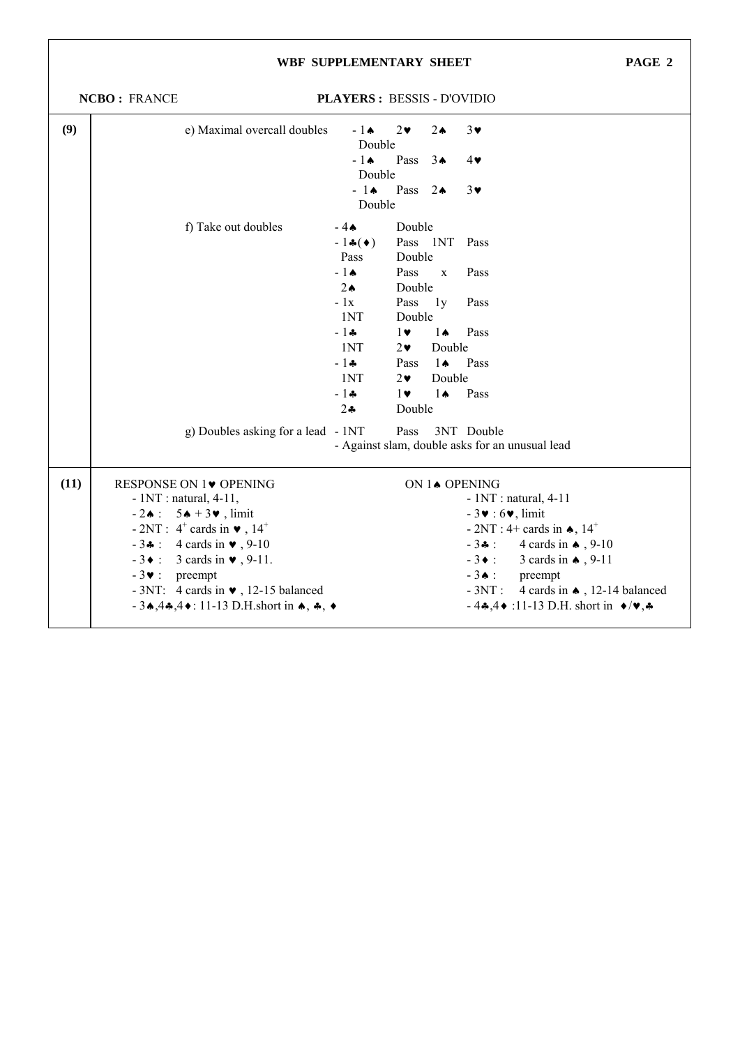**WBF SUPPLEMENTARY SHEET** **PAGE 2**

**NCBO :** FRANCE **PLAYERS :** BESSIS - D'OVIDIO

**(9)**

e) Maximal overcall doubles

- 1♠ 2♥ 2♠ 3♥  
  Double
- 1♠ Pass 3♠ 4♥  
  Double
- 1♠ Pass 2♠ 3♥  
  Double

f) Take out doubles

- 4♠ Double
- 1♣(♦) Pass 1NT Pass  
  Pass Double
- 1♠ Pass x Pass  
  2♠ Double
- 1x Pass 1y Pass  
  1NT Double
- 1♣ 1♥ 1♠ Pass  
  1NT 2♥ Double
- 1♣ Pass 1♠ Pass  
  1NT 2♥ Double
- 1♣ 1♥ 1♠ Pass  
  2♣ Double

g) Doubles asking for a lead

- 1NT Pass 3NT Double
- Against slam, double asks for an unusual lead

**(11)**

RESPONSE ON 1♥ OPENING

- 1NT : natural, 4-11,
- 2♠ : 5♠ + 3♥ , limit
- 2NT : 4+ cards in ♥ , 14+
- 3♣ : 4 cards in ♥ , 9-10
- 3♦ : 3 cards in ♥ , 9-11.
- 3♥ : preempt
- 3NT: 4 cards in ♥ , 12-15 balanced
- 3♠,4♣,4♦: 11-13 D.H.short in ♠, ♣, ♦

ON 1♠ OPENING

- 1NT : natural, 4-11
- 3♥ : 6♥, limit
- 2NT : 4+ cards in ♠, 14+
- 3♣ : 4 cards in ♠ , 9-10
- 3♦ : 3 cards in ♠ , 9-11
- 3♠ : preempt
- 3NT : 4 cards in ♠ , 12-14 balanced
- 4♣,4♦ :11-13 D.H. short in ♦/♥,♣